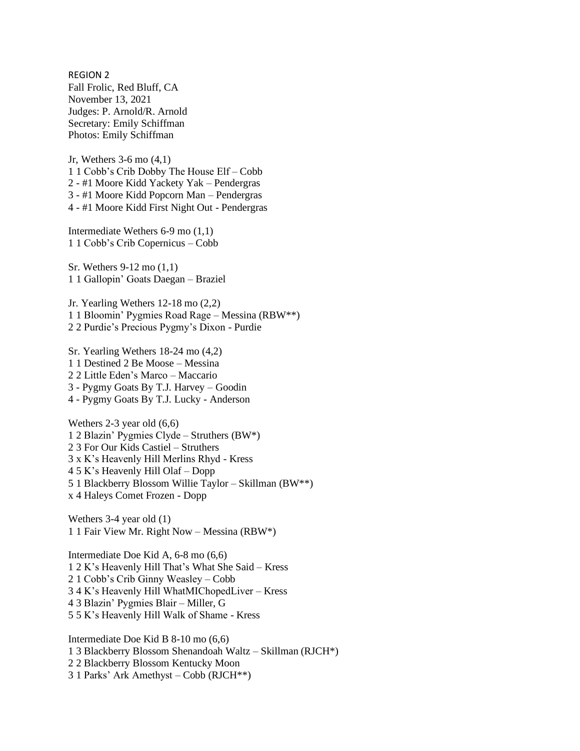REGION 2
Fall Frolic, Red Bluff, CA
November 13, 2021
Judges: P. Arnold/R. Arnold
Secretary: Emily Schiffman
Photos: Emily Schiffman

Jr, Wethers 3-6 mo (4,1)
1 1 Cobb's Crib Dobby The House Elf – Cobb
2 - #1 Moore Kidd Yackety Yak – Pendergras
3 - #1 Moore Kidd Popcorn Man – Pendergras
4 - #1 Moore Kidd First Night Out - Pendergras

Intermediate Wethers 6-9 mo (1,1)
1 1 Cobb's Crib Copernicus – Cobb

Sr. Wethers 9-12 mo (1,1)
1 1 Gallopin' Goats Daegan – Braziel

Jr. Yearling Wethers 12-18 mo (2,2)
1 1 Bloomin' Pygmies Road Rage – Messina (RBW**)
2 2 Purdie's Precious Pygmy's Dixon - Purdie

Sr. Yearling Wethers 18-24 mo (4,2)
1 1 Destined 2 Be Moose – Messina
2 2 Little Eden's Marco – Maccario
3 - Pygmy Goats By T.J. Harvey – Goodin
4 - Pygmy Goats By T.J. Lucky - Anderson

Wethers 2-3 year old (6,6)
1 2 Blazin' Pygmies Clyde – Struthers (BW*)
2 3 For Our Kids Castiel – Struthers
3 x K's Heavenly Hill Merlins Rhyd - Kress
4 5 K's Heavenly Hill Olaf – Dopp
5 1 Blackberry Blossom Willie Taylor – Skillman (BW**)
x 4 Haleys Comet Frozen - Dopp

Wethers 3-4 year old (1)
1 1 Fair View Mr. Right Now – Messina (RBW*)

Intermediate Doe Kid A, 6-8 mo (6,6)
1 2 K's Heavenly Hill That's What She Said – Kress
2 1 Cobb's Crib Ginny Weasley – Cobb
3 4 K's Heavenly Hill WhatMIChopedLiver – Kress
4 3 Blazin' Pygmies Blair – Miller, G
5 5 K's Heavenly Hill Walk of Shame - Kress

Intermediate Doe Kid B 8-10 mo (6,6)
1 3 Blackberry Blossom Shenandoah Waltz – Skillman (RJCH*)
2 2 Blackberry Blossom Kentucky Moon
3 1 Parks' Ark Amethyst – Cobb (RJCH**)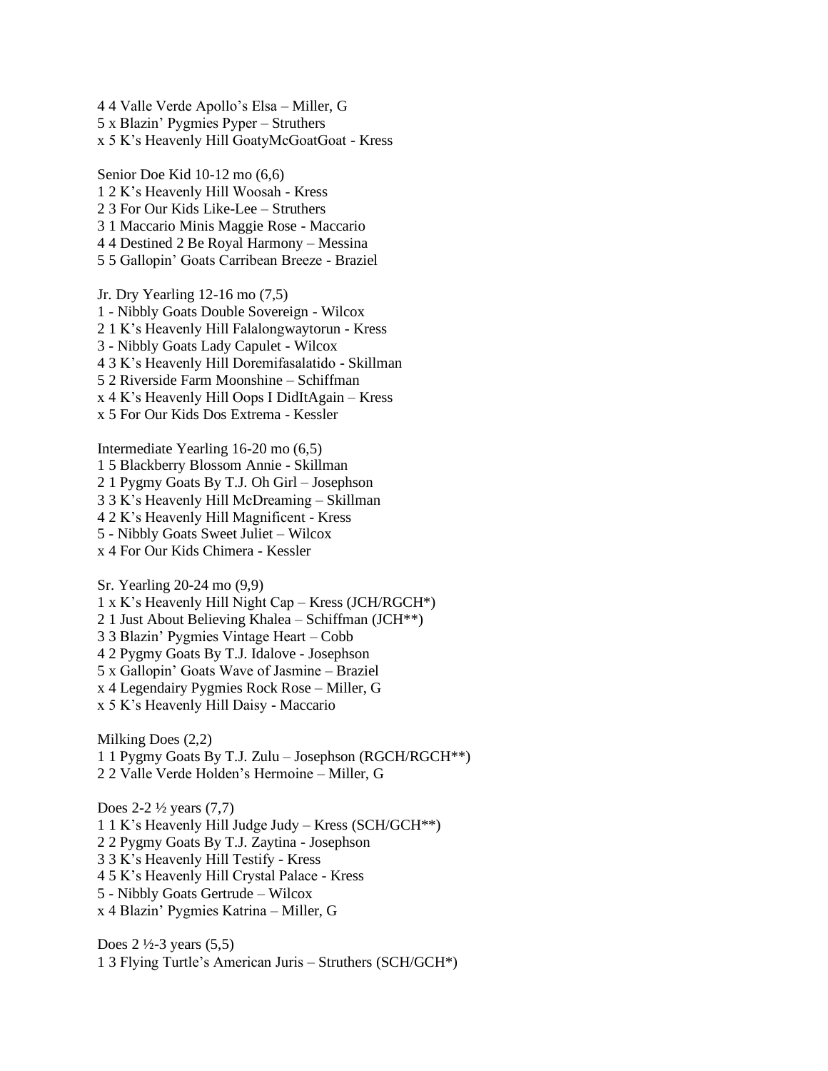4 4 Valle Verde Apollo's Elsa – Miller, G
5 x Blazin' Pygmies Pyper – Struthers
x 5 K's Heavenly Hill GoatyMcGoatGoat - Kress

Senior Doe Kid 10-12 mo (6,6)
1 2 K's Heavenly Hill Woosah - Kress
2 3 For Our Kids Like-Lee – Struthers
3 1 Maccario Minis Maggie Rose - Maccario
4 4 Destined 2 Be Royal Harmony – Messina
5 5 Gallopin' Goats Carribean Breeze - Braziel

Jr. Dry Yearling 12-16 mo (7,5)
1 - Nibbly Goats Double Sovereign - Wilcox
2 1 K's Heavenly Hill Falalongwaytorun - Kress
3 - Nibbly Goats Lady Capulet - Wilcox
4 3 K's Heavenly Hill Doremifasalatido - Skillman
5 2 Riverside Farm Moonshine – Schiffman
x 4 K's Heavenly Hill Oops I DidItAgain – Kress
x 5 For Our Kids Dos Extrema - Kessler

Intermediate Yearling 16-20 mo (6,5)
1 5 Blackberry Blossom Annie - Skillman
2 1 Pygmy Goats By T.J. Oh Girl – Josephson
3 3 K's Heavenly Hill McDreaming – Skillman
4 2 K's Heavenly Hill Magnificent - Kress
5 - Nibbly Goats Sweet Juliet – Wilcox
x 4 For Our Kids Chimera - Kessler

Sr. Yearling 20-24 mo (9,9)
1 x K's Heavenly Hill Night Cap – Kress (JCH/RGCH*)
2 1 Just About Believing Khalea – Schiffman (JCH**)
3 3 Blazin' Pygmies Vintage Heart – Cobb
4 2 Pygmy Goats By T.J. Idalove - Josephson
5 x Gallopin' Goats Wave of Jasmine – Braziel
x 4 Legendairy Pygmies Rock Rose – Miller, G
x 5 K's Heavenly Hill Daisy - Maccario

Milking Does (2,2)
1 1 Pygmy Goats By T.J. Zulu – Josephson (RGCH/RGCH**)
2 2 Valle Verde Holden's Hermoine – Miller, G

Does 2-2 ½ years (7,7)
1 1 K's Heavenly Hill Judge Judy – Kress (SCH/GCH**)
2 2 Pygmy Goats By T.J. Zaytina - Josephson
3 3 K's Heavenly Hill Testify - Kress
4 5 K's Heavenly Hill Crystal Palace - Kress
5 - Nibbly Goats Gertrude – Wilcox
x 4 Blazin' Pygmies Katrina – Miller, G

Does 2 ½-3 years (5,5)
1 3 Flying Turtle's American Juris – Struthers (SCH/GCH*)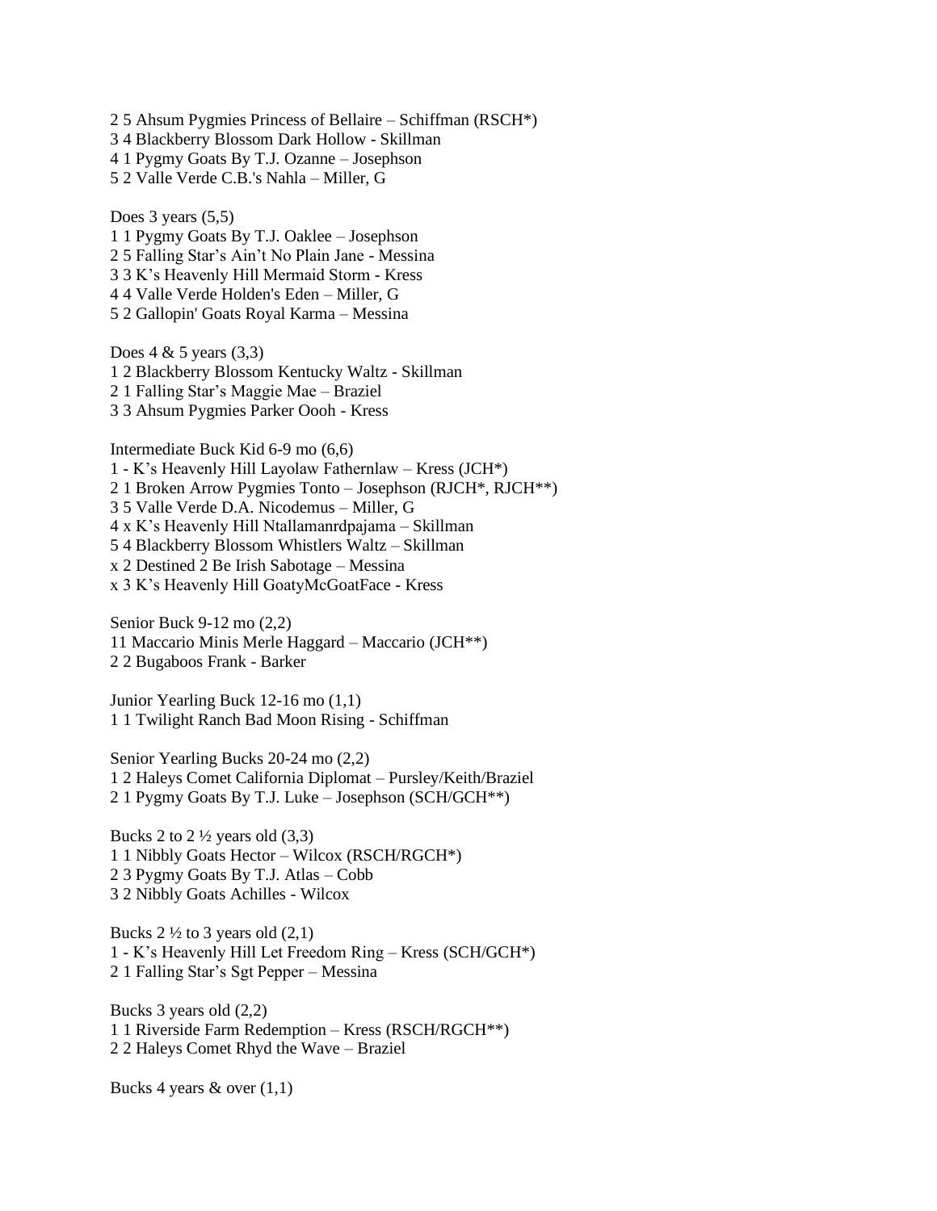2 5 Ahsum Pygmies Princess of Bellaire – Schiffman (RSCH*)
3 4 Blackberry Blossom Dark Hollow - Skillman
4 1 Pygmy Goats By T.J. Ozanne – Josephson
5 2 Valle Verde C.B.'s Nahla – Miller, G

Does 3 years (5,5)
1 1 Pygmy Goats By T.J. Oaklee – Josephson
2 5 Falling Star's Ain't No Plain Jane - Messina
3 3 K's Heavenly Hill Mermaid Storm - Kress
4 4 Valle Verde Holden's Eden – Miller, G
5 2 Gallopin' Goats Royal Karma – Messina

Does 4 & 5 years (3,3)
1 2 Blackberry Blossom Kentucky Waltz - Skillman
2 1 Falling Star's Maggie Mae – Braziel
3 3 Ahsum Pygmies Parker Oooh - Kress

Intermediate Buck Kid 6-9 mo (6,6)
1 - K's Heavenly Hill Layolaw Fathernlaw – Kress (JCH*)
2 1 Broken Arrow Pygmies Tonto – Josephson (RJCH*, RJCH**)
3 5 Valle Verde D.A. Nicodemus – Miller, G
4 x K's Heavenly Hill Ntallamanrdpajama – Skillman
5 4 Blackberry Blossom Whistlers Waltz – Skillman
x 2 Destined 2 Be Irish Sabotage – Messina
x 3 K's Heavenly Hill GoatyMcGoatFace - Kress

Senior Buck 9-12 mo (2,2)
11 Maccario Minis Merle Haggard – Maccario (JCH**)
2 2 Bugaboos Frank - Barker

Junior Yearling Buck 12-16 mo (1,1)
1 1 Twilight Ranch Bad Moon Rising - Schiffman

Senior Yearling Bucks 20-24 mo (2,2)
1 2 Haleys Comet California Diplomat – Pursley/Keith/Braziel
2 1 Pygmy Goats By T.J. Luke – Josephson (SCH/GCH**)

Bucks 2 to 2 ½ years old (3,3)
1 1 Nibbly Goats Hector – Wilcox (RSCH/RGCH*)
2 3 Pygmy Goats By T.J. Atlas – Cobb
3 2 Nibbly Goats Achilles - Wilcox

Bucks 2 ½ to 3 years old (2,1)
1 - K's Heavenly Hill Let Freedom Ring – Kress (SCH/GCH*)
2 1 Falling Star's Sgt Pepper – Messina

Bucks 3 years old (2,2)
1 1 Riverside Farm Redemption – Kress (RSCH/RGCH**)
2 2 Haleys Comet Rhyd the Wave – Braziel

Bucks 4 years & over (1,1)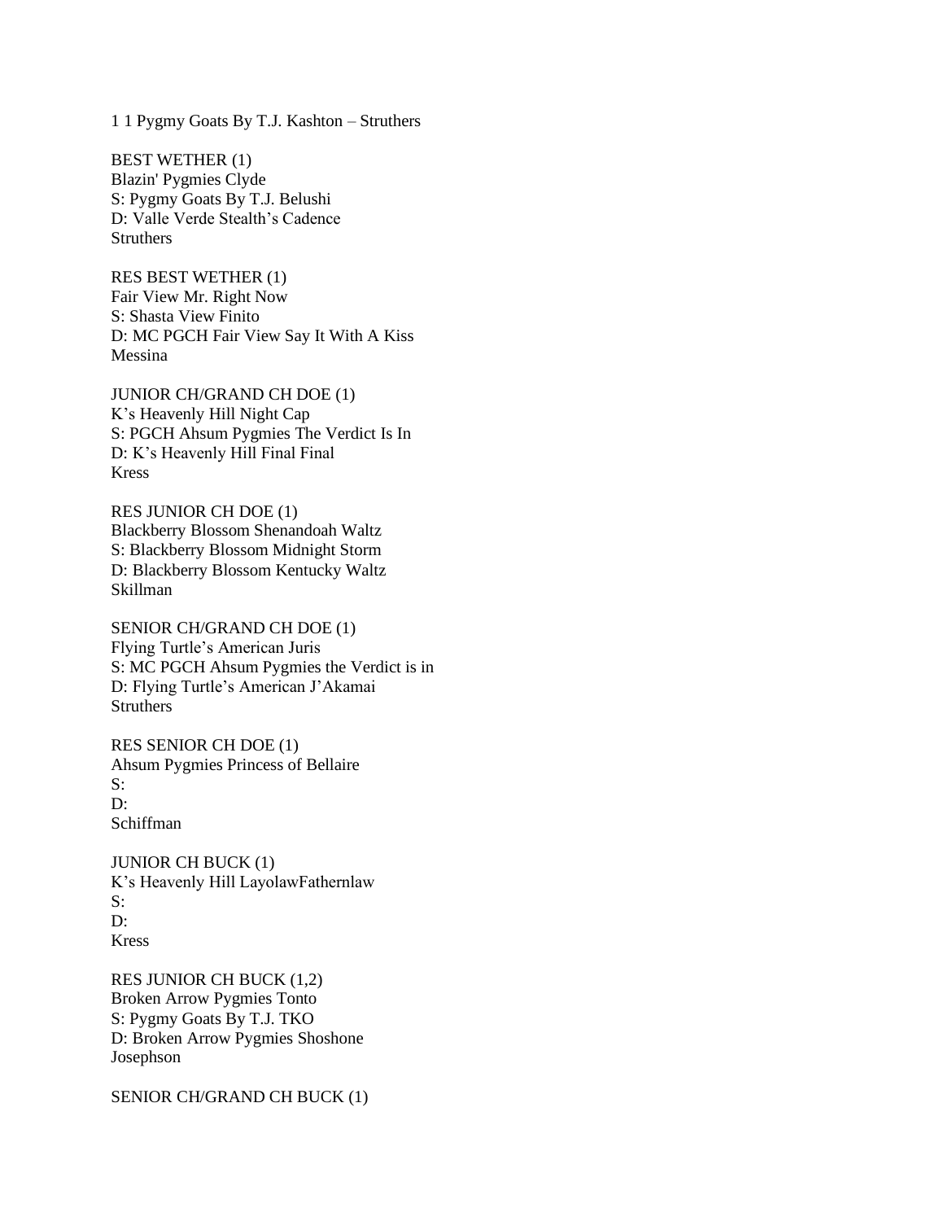1 1 Pygmy Goats By T.J. Kashton – Struthers

BEST WETHER (1)
Blazin' Pygmies Clyde
S: Pygmy Goats By T.J. Belushi
D: Valle Verde Stealth's Cadence
Struthers

RES BEST WETHER (1)
Fair View Mr. Right Now
S: Shasta View Finito
D: MC PGCH Fair View Say It With A Kiss
Messina

JUNIOR CH/GRAND CH DOE (1)
K's Heavenly Hill Night Cap
S: PGCH Ahsum Pygmies The Verdict Is In
D: K's Heavenly Hill Final Final
Kress

RES JUNIOR CH DOE (1)
Blackberry Blossom Shenandoah Waltz
S: Blackberry Blossom Midnight Storm
D: Blackberry Blossom Kentucky Waltz
Skillman

SENIOR CH/GRAND CH DOE (1)
Flying Turtle's American Juris
S: MC PGCH Ahsum Pygmies the Verdict is in
D: Flying Turtle's American J'Akamai
Struthers

RES SENIOR CH DOE (1)
Ahsum Pygmies Princess of Bellaire
S:
D:
Schiffman

JUNIOR CH BUCK (1)
K's Heavenly Hill LayolawFathernlaw
S:
D:
Kress

RES JUNIOR CH BUCK (1,2)
Broken Arrow Pygmies Tonto
S: Pygmy Goats By T.J. TKO
D: Broken Arrow Pygmies Shoshone
Josephson

SENIOR CH/GRAND CH BUCK (1)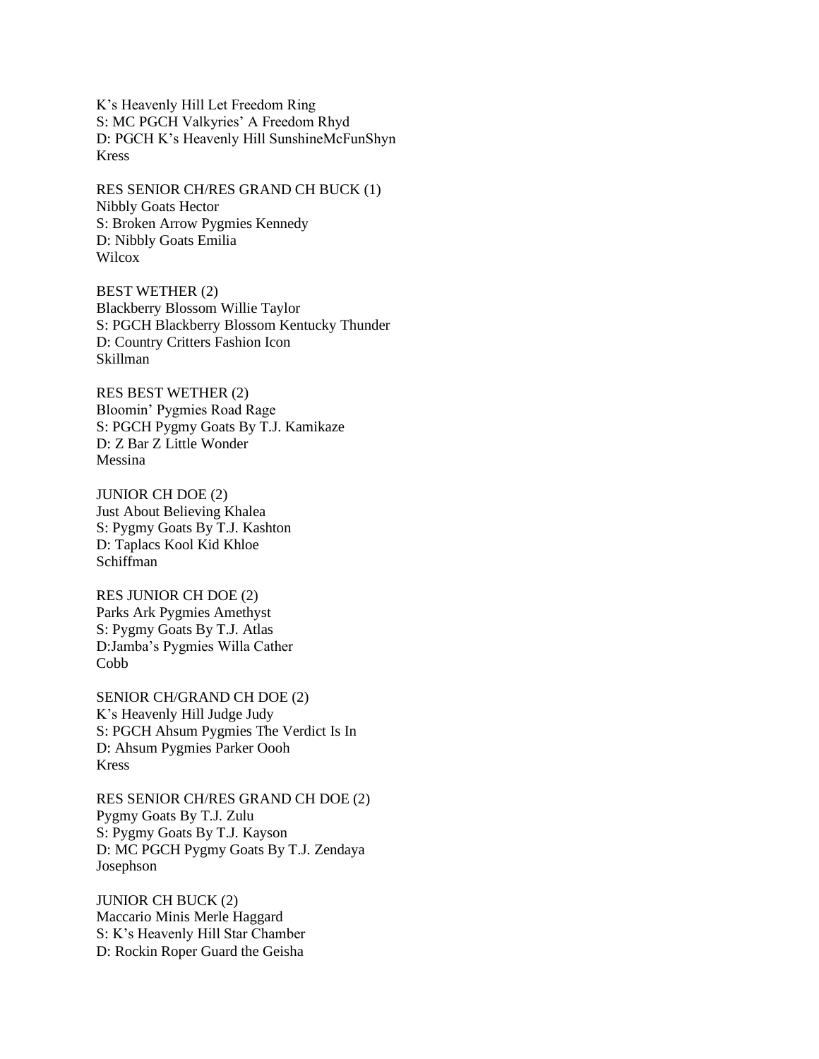K's Heavenly Hill Let Freedom Ring
S: MC PGCH Valkyries' A Freedom Rhyd
D: PGCH K's Heavenly Hill SunshineMcFunShyn
Kress

RES SENIOR CH/RES GRAND CH BUCK (1)
Nibbly Goats Hector
S: Broken Arrow Pygmies Kennedy
D: Nibbly Goats Emilia
Wilcox

BEST WETHER (2)
Blackberry Blossom Willie Taylor
S: PGCH Blackberry Blossom Kentucky Thunder
D: Country Critters Fashion Icon
Skillman

RES BEST WETHER (2)
Bloomin' Pygmies Road Rage
S: PGCH Pygmy Goats By T.J. Kamikaze
D: Z Bar Z Little Wonder
Messina

JUNIOR CH DOE (2)
Just About Believing Khalea
S: Pygmy Goats By T.J. Kashton
D: Taplacs Kool Kid Khloe
Schiffman

RES JUNIOR CH DOE (2)
Parks Ark Pygmies Amethyst
S: Pygmy Goats By T.J. Atlas
D:Jamba's Pygmies Willa Cather
Cobb

SENIOR CH/GRAND CH DOE (2)
K's Heavenly Hill Judge Judy
S: PGCH Ahsum Pygmies The Verdict Is In
D: Ahsum Pygmies Parker Oooh
Kress

RES SENIOR CH/RES GRAND CH DOE (2)
Pygmy Goats By T.J. Zulu
S: Pygmy Goats By T.J. Kayson
D: MC PGCH Pygmy Goats By T.J. Zendaya
Josephson

JUNIOR CH BUCK (2)
Maccario Minis Merle Haggard
S: K's Heavenly Hill Star Chamber
D: Rockin Roper Guard the Geisha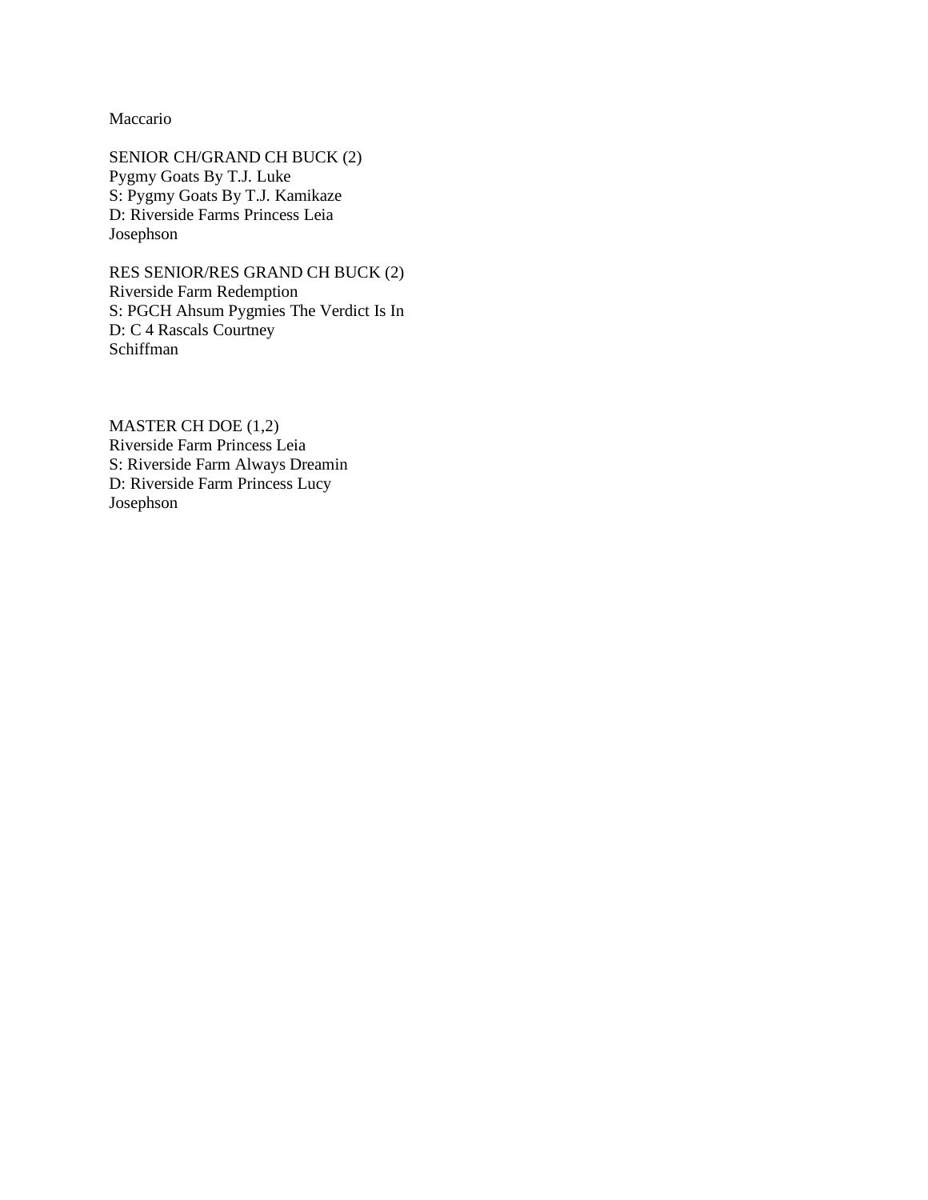Maccario

SENIOR CH/GRAND CH BUCK (2)
Pygmy Goats By T.J. Luke
S: Pygmy Goats By T.J. Kamikaze
D: Riverside Farms Princess Leia
Josephson

RES SENIOR/RES GRAND CH BUCK (2)
Riverside Farm Redemption
S: PGCH Ahsum Pygmies The Verdict Is In
D: C 4 Rascals Courtney
Schiffman

MASTER CH DOE (1,2)
Riverside Farm Princess Leia
S: Riverside Farm Always Dreamin
D: Riverside Farm Princess Lucy
Josephson